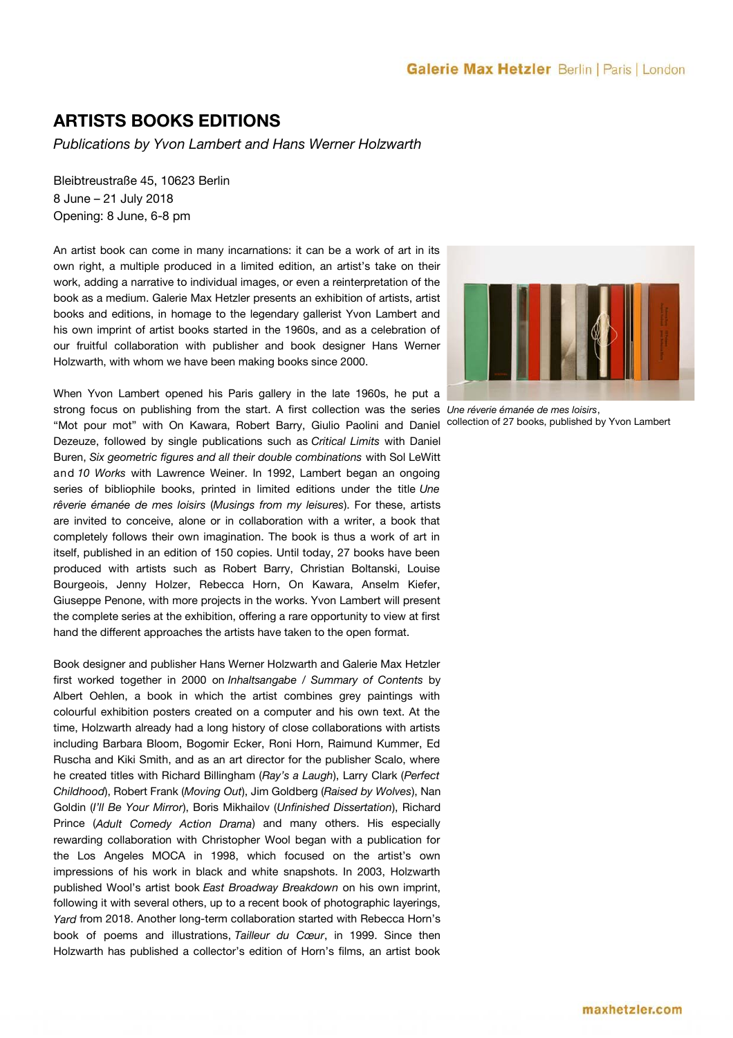# ARTISTS BOOKS EDITIONS

*Publications by Yvon Lambert and Hans Werner Holzwarth*

Bleibtreustraße 45, 10623 Berlin
8 June – 21 July 2018
Opening: 8 June, 6-8 pm

An artist book can come in many incarnations: it can be a work of art in its own right, a multiple produced in a limited edition, an artist's take on their work, adding a narrative to individual images, or even a reinterpretation of the book as a medium. Galerie Max Hetzler presents an exhibition of artists, artist books and editions, in homage to the legendary gallerist Yvon Lambert and his own imprint of artist books started in the 1960s, and as a celebration of our fruitful collaboration with publisher and book designer Hans Werner Holzwarth, with whom we have been making books since 2000.

When Yvon Lambert opened his Paris gallery in the late 1960s, he put a strong focus on publishing from the start. A first collection was the series "Mot pour mot" with On Kawara, Robert Barry, Giulio Paolini and Daniel Dezeuze, followed by single publications such as *Critical Limits* with Daniel Buren, *Six geometric figures and all their double combinations* with Sol LeWitt and *10 Works* with Lawrence Weiner. In 1992, Lambert began an ongoing series of bibliophile books, printed in limited editions under the title *Une rêverie émanée de mes loisirs* (*Musings from my leisures*). For these, artists are invited to conceive, alone or in collaboration with a writer, a book that completely follows their own imagination. The book is thus a work of art in itself, published in an edition of 150 copies. Until today, 27 books have been produced with artists such as Robert Barry, Christian Boltanski, Louise Bourgeois, Jenny Holzer, Rebecca Horn, On Kawara, Anselm Kiefer, Giuseppe Penone, with more projects in the works. Yvon Lambert will present the complete series at the exhibition, offering a rare opportunity to view at first hand the different approaches the artists have taken to the open format.

*Une rêverie émanée de mes loisirs*, collection of 27 books, published by Yvon Lambert

Book designer and publisher Hans Werner Holzwarth and Galerie Max Hetzler first worked together in 2000 on *Inhaltsangabe / Summary of Contents* by Albert Oehlen, a book in which the artist combines grey paintings with colourful exhibition posters created on a computer and his own text. At the time, Holzwarth already had a long history of close collaborations with artists including Barbara Bloom, Bogomir Ecker, Roni Horn, Raimund Kummer, Ed Ruscha and Kiki Smith, and as an art director for the publisher Scalo, where he created titles with Richard Billingham (*Ray's a Laugh*), Larry Clark (*Perfect Childhood*), Robert Frank (*Moving Out*), Jim Goldberg (*Raised by Wolves*), Nan Goldin (*I'll Be Your Mirror*), Boris Mikhailov (*Unfinished Dissertation*), Richard Prince (*Adult Comedy Action Drama*) and many others. His especially rewarding collaboration with Christopher Wool began with a publication for the Los Angeles MOCA in 1998, which focused on the artist's own impressions of his work in black and white snapshots. In 2003, Holzwarth published Wool's artist book *East Broadway Breakdown* on his own imprint, following it with several others, up to a recent book of photographic layerings, *Yard* from 2018. Another long-term collaboration started with Rebecca Horn's book of poems and illustrations, *Tailleur du Cœur*, in 1999. Since then Holzwarth has published a collector's edition of Horn's films, an artist book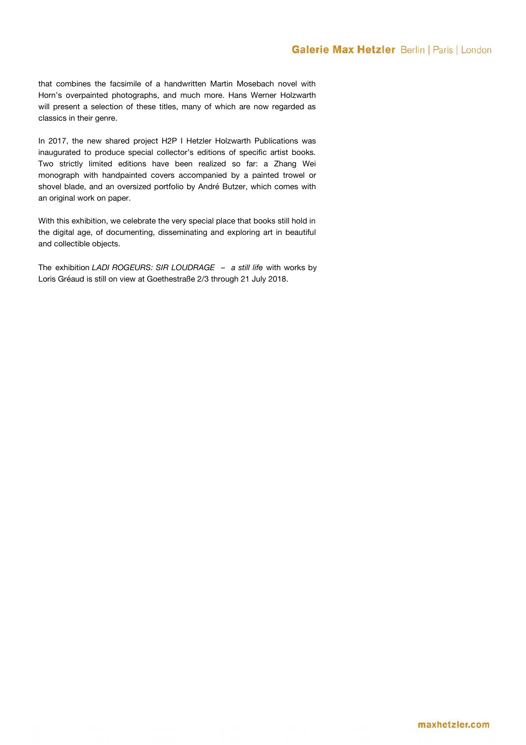that combines the facsimile of a handwritten Martin Mosebach novel with Horn's overpainted photographs, and much more. Hans Werner Holzwarth will present a selection of these titles, many of which are now regarded as classics in their genre.

In 2017, the new shared project H2P I Hetzler Holzwarth Publications was inaugurated to produce special collector's editions of specific artist books. Two strictly limited editions have been realized so far: a Zhang Wei monograph with handpainted covers accompanied by a painted trowel or shovel blade, and an oversized portfolio by André Butzer, which comes with an original work on paper.

With this exhibition, we celebrate the very special place that books still hold in the digital age, of documenting, disseminating and exploring art in beautiful and collectible objects.

The exhibition *LADI ROGEURS: SIR LOUDRAGE – a still life* with works by Loris Gréaud is still on view at Goethestraße 2/3 through 21 July 2018.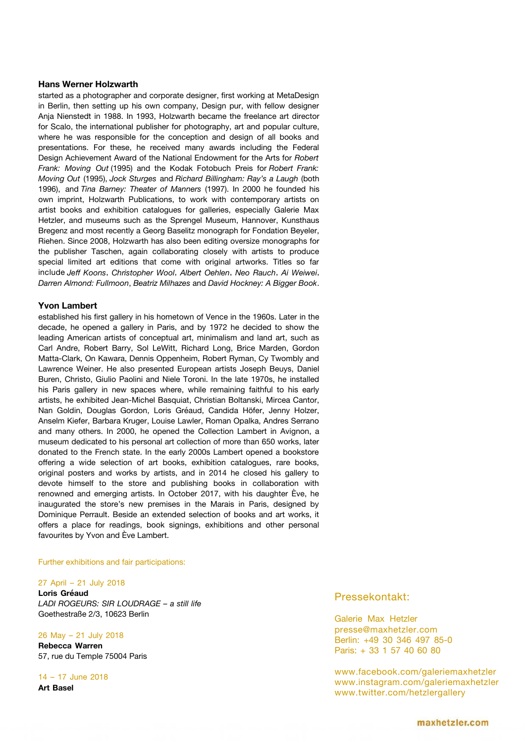**Hans Werner Holzwarth**
started as a photographer and corporate designer, first working at MetaDesign in Berlin, then setting up his own company, Design pur, with fellow designer Anja Nienstedt in 1988. In 1993, Holzwarth became the freelance art director for Scalo, the international publisher for photography, art and popular culture, where he was responsible for the conception and design of all books and presentations. For these, he received many awards including the Federal Design Achievement Award of the National Endowment for the Arts for *Robert Frank: Moving Out* (1995) and the Kodak Fotobuch Preis for *Robert Frank: Moving Out* (1995), *Jock Sturges* and *Richard Billingham: Ray's a Laugh* (both 1996), and *Tina Barney: Theater of Manners* (1997). In 2000 he founded his own imprint, Holzwarth Publications, to work with contemporary artists on artist books and exhibition catalogues for galleries, especially Galerie Max Hetzler, and museums such as the Sprengel Museum, Hannover, Kunsthaus Bregenz and most recently a Georg Baselitz monograph for Fondation Beyeler, Riehen. Since 2008, Holzwarth has also been editing oversize monographs for the publisher Taschen, again collaborating closely with artists to produce special limited art editions that come with original artworks. Titles so far include *Jeff Koons*, *Christopher Wool*, *Albert Oehlen*, *Neo Rauch*, *Ai Weiwei*, *Darren Almond: Fullmoon*, *Beatriz Milhazes* and *David Hockney: A Bigger Book*.

**Yvon Lambert**
established his first gallery in his hometown of Vence in the 1960s. Later in the decade, he opened a gallery in Paris, and by 1972 he decided to show the leading American artists of conceptual art, minimalism and land art, such as Carl Andre, Robert Barry, Sol LeWitt, Richard Long, Brice Marden, Gordon Matta-Clark, On Kawara, Dennis Oppenheim, Robert Ryman, Cy Twombly and Lawrence Weiner. He also presented European artists Joseph Beuys, Daniel Buren, Christo, Giulio Paolini and Niele Toroni. In the late 1970s, he installed his Paris gallery in new spaces where, while remaining faithful to his early artists, he exhibited Jean-Michel Basquiat, Christian Boltanski, Mircea Cantor, Nan Goldin, Douglas Gordon, Loris Gréaud, Candida Höfer, Jenny Holzer, Anselm Kiefer, Barbara Kruger, Louise Lawler, Roman Opalka, Andres Serrano and many others. In 2000, he opened the Collection Lambert in Avignon, a museum dedicated to his personal art collection of more than 650 works, later donated to the French state. In the early 2000s Lambert opened a bookstore offering a wide selection of art books, exhibition catalogues, rare books, original posters and works by artists, and in 2014 he closed his gallery to devote himself to the store and publishing books in collaboration with renowned and emerging artists. In October 2017, with his daughter Ève, he inaugurated the store's new premises in the Marais in Paris, designed by Dominique Perrault. Beside an extended selection of books and art works, it offers a place for readings, book signings, exhibitions and other personal favourites by Yvon and Ève Lambert.

Further exhibitions and fair participations:

27 April – 21 July 2018
**Loris Gréaud**
*LADI ROGEURS: SIR LOUDRAGE – a still life*
Goethestraße 2/3, 10623 Berlin

26 May – 21 July 2018
**Rebecca Warren**
57, rue du Temple 75004 Paris

14 – 17 June 2018
**Art Basel**

Pressekontakt:

Galerie Max Hetzler
presse@maxhetzler.com
Berlin: +49 30 346 497 85-0
Paris: + 33 1 57 40 60 80

www.facebook.com/galeriemaxhetzler
www.instagram.com/galeriemaxhetzler
www.twitter.com/hetzlergallery

maxhetzler.com